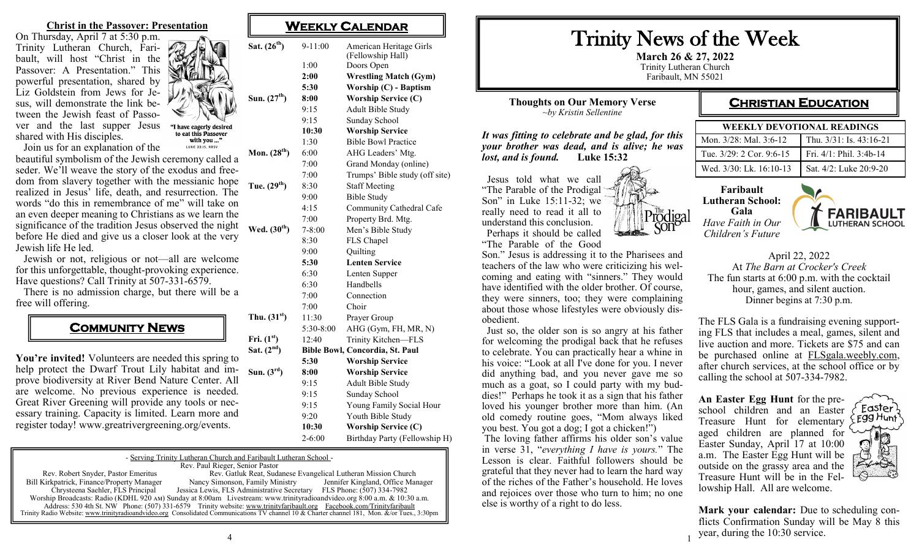## Christ in the Passover: Presentation

On Thursday, April 7 at 5:30 p.m. Trinity Lutheran Church, Faribault, will host "Christ in the Passover: A Presentation." This powerful presentation, shared by Liz Goldstein from Jews for Jesus, will demonstrate the link between the Jewish feast of Passover and the last supper Jesus shared with His disciples.

"I have eagerly desired to eat this Passover with you ..." LUKE 22:15, NRSV

Join us for an explanation of the beautiful symbolism of the Jewish ceremony called a seder. We'll weave the story of the exodus and freedom from slavery together with the messianic hope realized in Jesus' life, death, and resurrection. The words "do this in remembrance of me" will take on an even deeper meaning to Christians as we learn the significance of the tradition Jesus observed the night before He died and give us a closer look at the very Jewish life He led.

Jewish or not, religious or not—all are welcome for this unforgettable, thought-provoking experience. Have questions? Call Trinity at 507-331-6579.

There is no admission charge, but there will be a free will offering.

## Community News

**You're invited!** Volunteers are needed this spring to help protect the Dwarf Trout Lily habitat and improve biodiversity at River Bend Nature Center. All are welcome. No previous experience is needed. Great River Greening will provide any tools or necessary training. Capacity is limited. Learn more and register today! www.greatrivergreening.org/events.

## Weekly Calendar

| Day | Time | Event |
|---|---|---|
| Sat. (26th) | 9-11:00 | American Heritage Girls (Fellowship Hall) |
| | 1:00 | Doors Open |
| | **2:00** | **Wrestling Match (Gym)** |
| | **5:30** | **Worship (C) - Baptism** |
| Sun. (27th) | **8:00** | **Worship Service (C)** |
| | 9:15 | Adult Bible Study |
| | 9:15 | Sunday School |
| | **10:30** | **Worship Service** |
| | 1:30 | Bible Bowl Practice |
| Mon. (28th) | 6:00 | AHG Leaders' Mtg. |
| | 7:00 | Grand Monday (online) |
| | 7:00 | Trumps' Bible study (off site) |
| Tue. (29th) | 8:30 | Staff Meeting |
| | 9:00 | Bible Study |
| | 4:15 | Community Cathedral Cafe |
| | 7:00 | Property Brd. Mtg. |
| Wed. (30th) | 7-8:00 | Men's Bible Study |
| | 8:30 | FLS Chapel |
| | 9:00 | Quilting |
| | **5:30** | **Lenten Service** |
| | 6:30 | Lenten Supper |
| | 6:30 | Handbells |
| | 7:00 | Connection |
| | 7:00 | Choir |
| Thu. (31st) | 11:30 | Prayer Group |
| | 5:30-8:00 | AHG (Gym, FH, MR, N) |
| Fri. (1st) | 12:40 | Trinity Kitchen—FLS |
| Sat. (2nd) | | **Bible Bowl, Concordia, St. Paul** |
| | **5:30** | **Worship Service** |
| Sun. (3rd) | **8:00** | **Worship Service** |
| | 9:15 | Adult Bible Study |
| | 9:15 | Sunday School |
| | 9:15 | Young Family Social Hour |
| | 9:20 | Youth Bible Study |
| | **10:30** | **Worship Service (C)** |
| | 2-6:00 | Birthday Party (Fellowship H) |

- Serving Trinity Lutheran Church and Faribault Lutheran School -
Rev. Paul Rieger, Senior Pastor
Rev. Robert Snyder, Pastor Emeritus — Rev. Gatluk Reat, Sudanese Evangelical Lutheran Mission Church
Bill Kirkpatrick, Finance/Property Manager — Nancy Simonson, Family Ministry — Jennifer Kingland, Office Manager
Chrysteena Saehler, FLS Principal — Jessica Lewis, FLS Administrative Secretary — FLS Phone: (507) 334-7982
Worship Broadcasts: Radio (KDHL 920 AM) Sunday at 8:00am Livestream: www.trinityradioandvideo.org 8:00 a.m. & 10:30 a.m.
Address: 530 4th St. NW Phone: (507) 331-6579 Trinity website: www.trinityfaribault.org Facebook.com/Trinityfaribault
Trinity Radio Website: www.trinityradioandvideo.org Consolidated Communications TV channel 10 & Charter channel 181, Mon. &/or Tues., 3:30pm

# Trinity News of the Week

**March 26 & 27, 2022**
Trinity Lutheran Church
Faribault, MN 55021

### Thoughts on Our Memory Verse
*~by Kristin Sellentine*

***It was fitting to celebrate and be glad, for this your brother was dead, and is alive; he was lost, and is found.*** **Luke 15:32**

Jesus told what we call "The Parable of the Prodigal Son" in Luke 15:11-32; we really need to read it all to understand this conclusion.

Perhaps it should be called "The Parable of the Good Son." Jesus is addressing it to the Pharisees and teachers of the law who were criticizing his welcoming and eating with "sinners." They would have identified with the older brother. Of course, they were sinners, too; they were complaining about those whose lifestyles were obviously disobedient.

Just so, the older son is so angry at his father for welcoming the prodigal back that he refuses to celebrate. You can practically hear a whine in his voice: "Look at all I've done for you. I never did anything bad, and you never gave me so much as a goat, so I could party with my buddies!" Perhaps he took it as a sign that his father loved his younger brother more than him. (An old comedy routine goes, "Mom always liked you best. You got a dog; I got a chicken!")

The loving father affirms his older son's value in verse 31, "*everything I have is yours.*" The Lesson is clear. Faithful followers should be grateful that they never had to learn the hard way of the riches of the Father's household. He loves and rejoices over those who turn to him; no one else is worthy of a right to do less.

## Christian Education

| WEEKLY DEVOTIONAL READINGS | |
|---|---|
| Mon. 3/28: Mal. 3:6-12 | Thu. 3/31: Is. 43:16-21 |
| Tue. 3/29: 2 Cor. 9:6-15 | Fri. 4/1: Phil. 3:4b-14 |
| Wed. 3/30: Lk. 16:10-13 | Sat. 4/2: Luke 20:9-20 |

**Faribault Lutheran School: Gala**
*Have Faith in Our Children's Future*

April 22, 2022
At *The Barn at Crocker's Creek*
The fun starts at 6:00 p.m. with the cocktail hour, games, and silent auction.
Dinner begins at 7:30 p.m.

The FLS Gala is a fundraising evening supporting FLS that includes a meal, games, silent and live auction and more. Tickets are $75 and can be purchased online at FLSgala.weebly.com, after church services, at the school office or by calling the school at 507-334-7982.

**An Easter Egg Hunt** for the preschool children and an Easter Treasure Hunt for elementary aged children are planned for Easter Sunday, April 17 at 10:00 a.m. The Easter Egg Hunt will be outside on the grassy area and the Treasure Hunt will be in the Fellowship Hall. All are welcome.

**Mark your calendar:** Due to scheduling conflicts Confirmation Sunday will be May 8 this year, during the 10:30 service.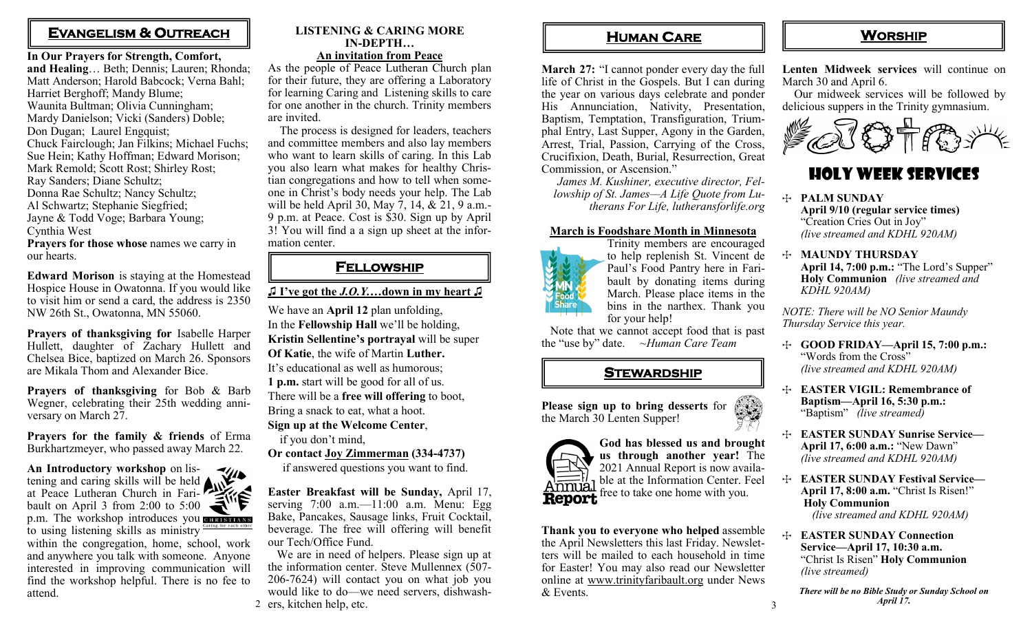## Evangelism & Outreach

**In Our Prayers for Strength, Comfort, and Healing**… Beth; Dennis; Lauren; Rhonda; Matt Anderson; Harold Babcock; Verna Bahl; Harriet Berghoff; Mandy Blume; Waunita Bultman; Olivia Cunningham; Mardy Danielson; Vicki (Sanders) Doble; Don Dugan; Laurel Engquist; Chuck Fairclough; Jan Filkins; Michael Fuchs; Sue Hein; Kathy Hoffman; Edward Morison; Mark Remold; Scott Rost; Shirley Rost; Ray Sanders; Diane Schultz; Donna Rae Schultz; Nancy Schultz; Al Schwartz; Stephanie Siegfried; Jayne & Todd Voge; Barbara Young; Cynthia West

**Prayers for those whose** names we carry in our hearts.

**Edward Morison** is staying at the Homestead Hospice House in Owatonna. If you would like to visit him or send a card, the address is 2350 NW 26th St., Owatonna, MN 55060.

**Prayers of thanksgiving** for Isabelle Harper Hullett, daughter of Zachary Hullett and Chelsea Bice, baptized on March 26. Sponsors are Mikala Thom and Alexander Bice.

**Prayers of thanksgiving** for Bob & Barb Wegner, celebrating their 25th wedding anniversary on March 27.

**Prayers for the family & friends** of Erma Burkhartzmeyer, who passed away March 22.

**An Introductory workshop** on listening and caring skills will be held at Peace Lutheran Church in Faribault on April 3 from 2:00 to 5:00 p.m. The workshop introduces you to using listening skills as ministry within the congregation, home, school, work and anywhere you talk with someone. Anyone interested in improving communication will find the workshop helpful. There is no fee to attend.

**LISTENING & CARING MORE IN-DEPTH…**
**An invitation from Peace**

As the people of Peace Lutheran Church plan for their future, they are offering a Laboratory for learning Caring and Listening skills to care for one another in the church. Trinity members are invited.

The process is designed for leaders, teachers and committee members and also lay members who want to learn skills of caring. In this Lab you also learn what makes for healthy Christian congregations and how to tell when someone in Christ's body needs your help. The Lab will be held April 30, May 7, 14, & 21, 9 a.m.- 9 p.m. at Peace. Cost is $30. Sign up by April 3! You will find a a sign up sheet at the information center.

## Fellowship

**♫ I've got the *J.O.Y.*…down in my heart ♫**

We have an **April 12** plan unfolding,
In the **Fellowship Hall** we'll be holding,
**Kristin Sellentine's portrayal** will be super
**Of Katie**, the wife of Martin **Luther.**
It's educational as well as humorous;
**1 p.m.** start will be good for all of us.
There will be a **free will offering** to boot,
Bring a snack to eat, what a hoot.
**Sign up at the Welcome Center**,
if you don't mind,
**Or contact Joy Zimmerman (334-4737)**
if answered questions you want to find.

**Easter Breakfast will be Sunday,** April 17, serving 7:00 a.m.—11:00 a.m. Menu: Egg Bake, Pancakes, Sausage links, Fruit Cocktail, beverage. The free will offering will benefit our Tech/Office Fund.

We are in need of helpers. Please sign up at the information center. Steve Mullennex (507-206-7624) will contact you on what job you would like to do—we need servers, dishwashers, kitchen help, etc.

## Human Care

**March 27:** "I cannot ponder every day the full life of Christ in the Gospels. But I can during the year on various days celebrate and ponder His Annunciation, Nativity, Presentation, Baptism, Temptation, Transfiguration, Triumphal Entry, Last Supper, Agony in the Garden, Arrest, Trial, Passion, Carrying of the Cross, Crucifixion, Death, Burial, Resurrection, Great Commission, or Ascension."

*James M. Kushiner, executive director, Fellowship of St. James—A Life Quote from Lutherans For Life, lutheransforlife.org*

**March is Foodshare Month in Minnesota**

Trinity members are encouraged to help replenish St. Vincent de Paul's Food Pantry here in Faribault by donating items during March. Please place items in the bins in the narthex. Thank you for your help!

Note that we cannot accept food that is past the "use by" date. *~Human Care Team*

## Stewardship

**Please sign up to bring desserts** for the March 30 Lenten Supper!

**God has blessed us and brought us through another year!** The 2021 Annual Report is now available at the Information Center. Feel free to take one home with you.

**Thank you to everyone who helped** assemble the April Newsletters this last Friday. Newsletters will be mailed to each household in time for Easter! You may also read our Newsletter online at www.trinityfaribault.org under News & Events.

## Worship

**Lenten Midweek services** will continue on March 30 and April 6.

Our midweek services will be followed by delicious suppers in the Trinity gymnasium.

## Holy Week Services

- **PALM SUNDAY**
  **April 9/10 (regular service times)**
  "Creation Cries Out in Joy"
  *(live streamed and KDHL 920AM)*

- **MAUNDY THURSDAY**
  **April 14, 7:00 p.m.:** "The Lord's Supper"
  **Holy Communion** *(live streamed and KDHL 920AM)*

*NOTE: There will be NO Senior Maundy Thursday Service this year.*

- **GOOD FRIDAY—April 15, 7:00 p.m.:**
  "Words from the Cross"
  *(live streamed and KDHL 920AM)*

- **EASTER VIGIL: Remembrance of Baptism—April 16, 5:30 p.m.:**
  "Baptism" *(live streamed)*

- **EASTER SUNDAY Sunrise Service—April 17, 6:00 a.m.:** "New Dawn"
  *(live streamed and KDHL 920AM)*

- **EASTER SUNDAY Festival Service—April 17, 8:00 a.m.** "Christ Is Risen!"
  **Holy Communion**
  *(live streamed and KDHL 920AM)*

- **EASTER SUNDAY Connection Service—April 17, 10:30 a.m.**
  "Christ Is Risen" **Holy Communion**
  *(live streamed)*

***There will be no Bible Study or Sunday School on April 17.***